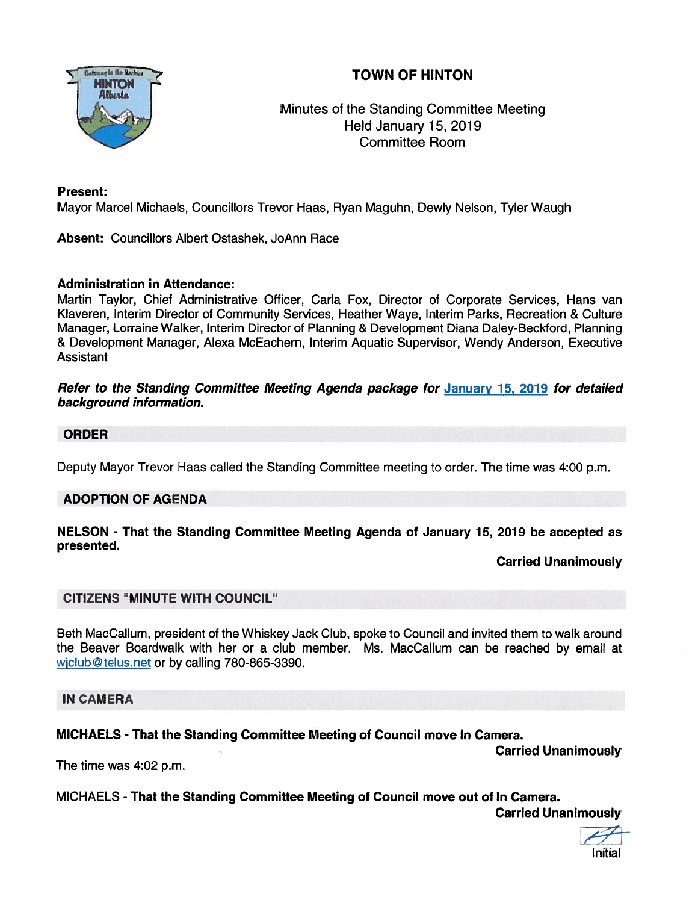# TOWN OF HINTON

Minutes of the Standing Committee Meeting
Held January 15, 2019
Committee Room

**Present:**
Mayor Marcel Michaels, Councillors Trevor Haas, Ryan Maguhn, Dewly Nelson, Tyler Waugh

**Absent:** Councillors Albert Ostashek, JoAnn Race

**Administration in Attendance:**
Martin Taylor, Chief Administrative Officer, Carla Fox, Director of Corporate Services, Hans van Klaveren, Interim Director of Community Services, Heather Waye, Interim Parks, Recreation & Culture Manager, Lorraine Walker, Interim Director of Planning & Development Diana Daley-Beckford, Planning & Development Manager, Alexa McEachern, Interim Aquatic Supervisor, Wendy Anderson, Executive Assistant

***Refer to the Standing Committee Meeting Agenda package for January 15, 2019 for detailed background information.***

## ORDER

Deputy Mayor Trevor Haas called the Standing Committee meeting to order. The time was 4:00 p.m.

## ADOPTION OF AGENDA

**NELSON - That the Standing Committee Meeting Agenda of January 15, 2019 be accepted as presented.**

**Carried Unanimously**

## CITIZENS "MINUTE WITH COUNCIL"

Beth MacCallum, president of the Whiskey Jack Club, spoke to Council and invited them to walk around the Beaver Boardwalk with her or a club member. Ms. MacCallum can be reached by email at wjclub@telus.net or by calling 780-865-3390.

## IN CAMERA

**MICHAELS - That the Standing Committee Meeting of Council move In Camera.**

**Carried Unanimously**

The time was 4:02 p.m.

MICHAELS - **That the Standing Committee Meeting of Council move out of In Camera.**

**Carried Unanimously**

Initial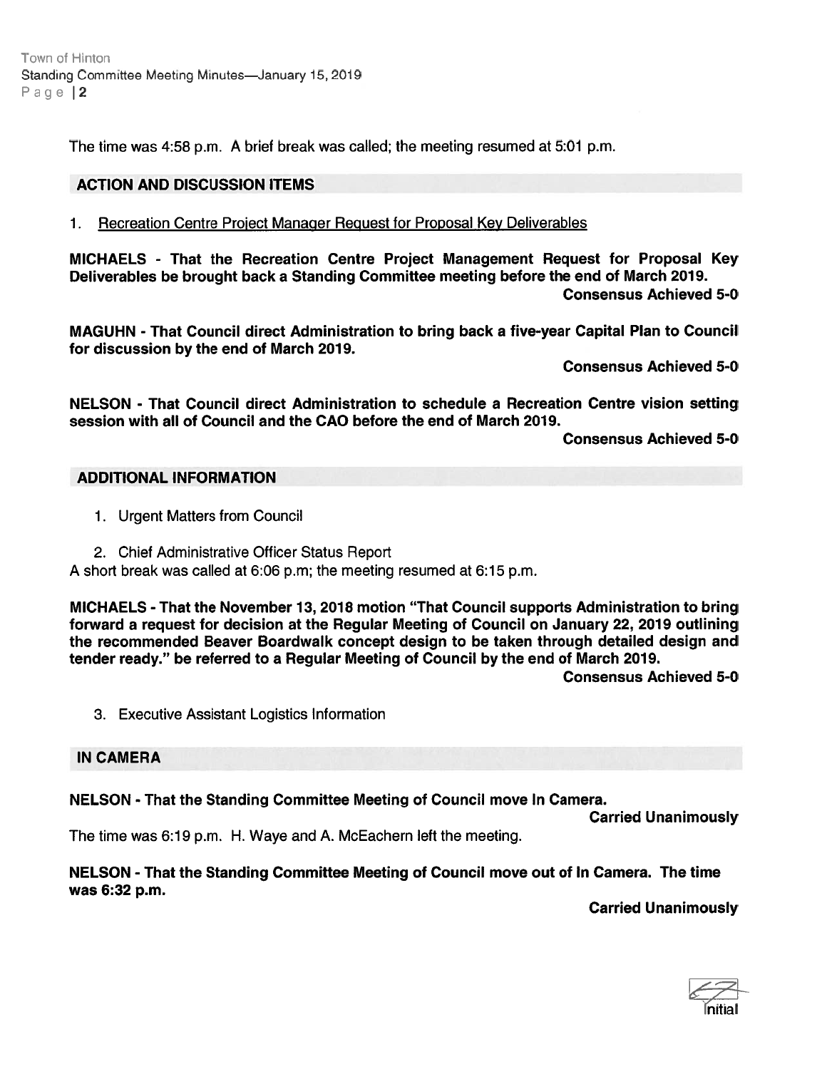The time was 4:58 p.m. A brief break was called; the meeting resumed at 5:01 p.m.

## ACTION AND DISCUSSION ITEMS

1. Recreation Centre Project Manager Request for Proposal Key Deliverables

**MICHAELS - That the Recreation Centre Project Management Request for Proposal Key Deliverables be brought back a Standing Committee meeting before the end of March 2019.**

**Consensus Achieved 5-0**

**MAGUHN - That Council direct Administration to bring back a five-year Capital Plan to Council for discussion by the end of March 2019.**

**Consensus Achieved 5-0**

**NELSON - That Council direct Administration to schedule a Recreation Centre vision setting session with all of Council and the CAO before the end of March 2019.**

**Consensus Achieved 5-0**

## ADDITIONAL INFORMATION

1. Urgent Matters from Council

2. Chief Administrative Officer Status Report

A short break was called at 6:06 p.m; the meeting resumed at 6:15 p.m.

**MICHAELS - That the November 13, 2018 motion "That Council supports Administration to bring forward a request for decision at the Regular Meeting of Council on January 22, 2019 outlining the recommended Beaver Boardwalk concept design to be taken through detailed design and tender ready." be referred to a Regular Meeting of Council by the end of March 2019.**

**Consensus Achieved 5-0**

3. Executive Assistant Logistics Information

## IN CAMERA

**NELSON - That the Standing Committee Meeting of Council move In Camera.**

**Carried Unanimously**

The time was 6:19 p.m. H. Waye and A. McEachern left the meeting.

**NELSON - That the Standing Committee Meeting of Council move out of In Camera. The time was 6:32 p.m.**

**Carried Unanimously**

Initial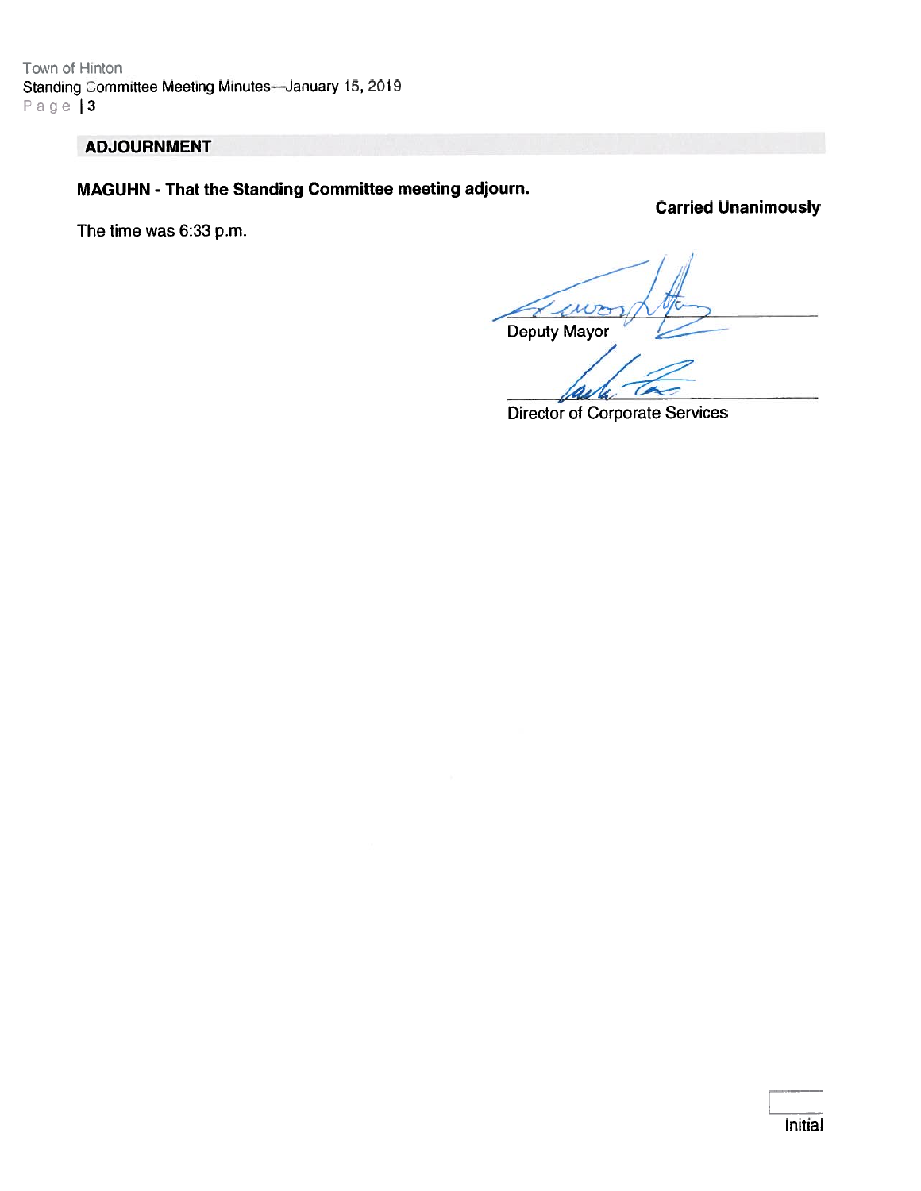## ADJOURNMENT

**MAGUHN - That the Standing Committee meeting adjourn.**

**Carried Unanimously**

The time was 6:33 p.m.

Deputy Mayor

Director of Corporate Services

Initial